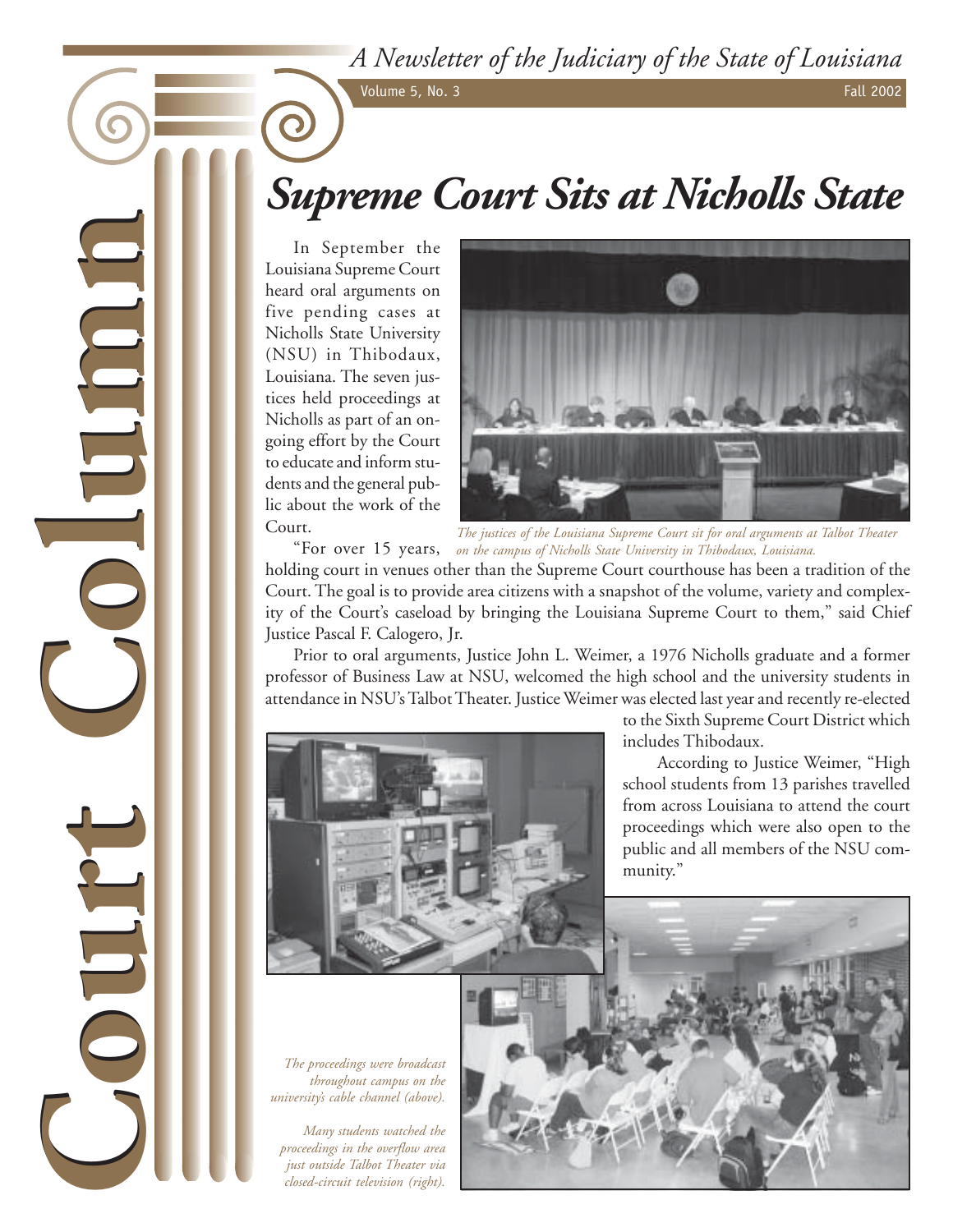# Court Column

*A Newsletter of the Judiciary of the State of Louisiana*

Volume 5, No. 3 — Fall 2002

# *Supreme Court Sits at Nicholls State*

In September the Louisiana Supreme Court heard oral arguments on five pending cases at Nicholls State University (NSU) in Thibodaux, Louisiana. The seven justices held proceedings at Nicholls as part of an ongoing effort by the Court to educate and inform students and the general public about the work of the Court.

*The justices of the Louisiana Supreme Court sit for oral arguments at Talbot Theater on the campus of Nicholls State University in Thibodaux, Louisiana.*

"For over 15 years, holding court in venues other than the Supreme Court courthouse has been a tradition of the Court. The goal is to provide area citizens with a snapshot of the volume, variety and complexity of the Court's caseload by bringing the Louisiana Supreme Court to them," said Chief Justice Pascal F. Calogero, Jr.

Prior to oral arguments, Justice John L. Weimer, a 1976 Nicholls graduate and a former professor of Business Law at NSU, welcomed the high school and the university students in attendance in NSU's Talbot Theater. Justice Weimer was elected last year and recently re-elected to the Sixth Supreme Court District which includes Thibodaux.

According to Justice Weimer, "High school students from 13 parishes travelled from across Louisiana to attend the court proceedings which were also open to the public and all members of the NSU community."

*The proceedings were broadcast throughout campus on the university's cable channel (above).*

*Many students watched the proceedings in the overflow area just outside Talbot Theater via closed-circuit television (right).*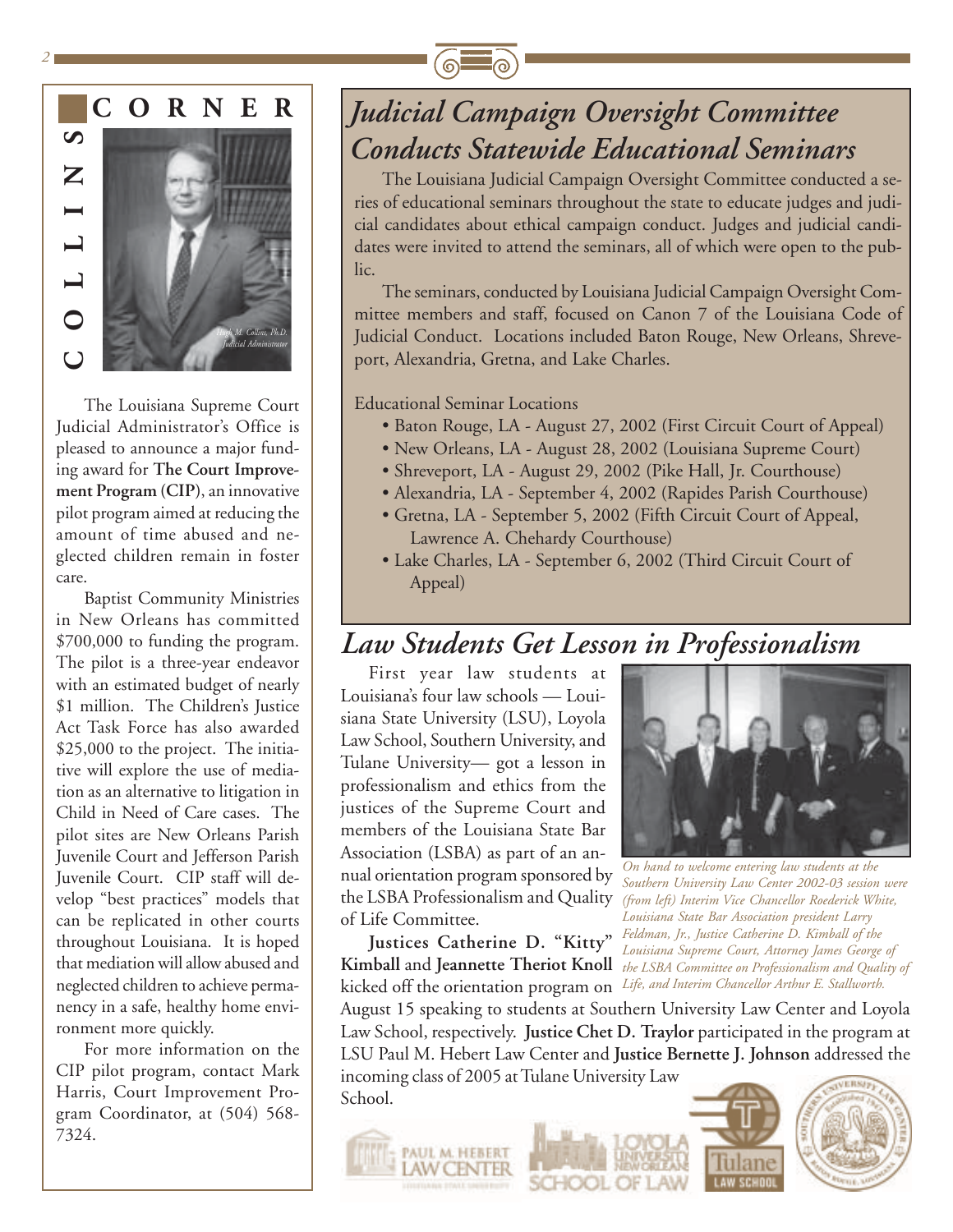## COLLINS CORNER

*Hugh M. Collins, Ph.D.*
*Judicial Administrator*

The Louisiana Supreme Court Judicial Administrator's Office is pleased to announce a major funding award for **The Court Improvement Program (CIP)**, an innovative pilot program aimed at reducing the amount of time abused and neglected children remain in foster care.

Baptist Community Ministries in New Orleans has committed $700,000 to funding the program. The pilot is a three-year endeavor with an estimated budget of nearly $1 million. The Children's Justice Act Task Force has also awarded $25,000 to the project. The initiative will explore the use of mediation as an alternative to litigation in Child in Need of Care cases. The pilot sites are New Orleans Parish Juvenile Court and Jefferson Parish Juvenile Court. CIP staff will develop "best practices" models that can be replicated in other courts throughout Louisiana. It is hoped that mediation will allow abused and neglected children to achieve permanency in a safe, healthy home environment more quickly.

For more information on the CIP pilot program, contact Mark Harris, Court Improvement Program Coordinator, at (504) 568-7324.

# *Judicial Campaign Oversight Committee Conducts Statewide Educational Seminars*

The Louisiana Judicial Campaign Oversight Committee conducted a series of educational seminars throughout the state to educate judges and judicial candidates about ethical campaign conduct. Judges and judicial candidates were invited to attend the seminars, all of which were open to the public.

The seminars, conducted by Louisiana Judicial Campaign Oversight Committee members and staff, focused on Canon 7 of the Louisiana Code of Judicial Conduct. Locations included Baton Rouge, New Orleans, Shreveport, Alexandria, Gretna, and Lake Charles.

Educational Seminar Locations

- Baton Rouge, LA - August 27, 2002 (First Circuit Court of Appeal)
- New Orleans, LA - August 28, 2002 (Louisiana Supreme Court)
- Shreveport, LA - August 29, 2002 (Pike Hall, Jr. Courthouse)
- Alexandria, LA - September 4, 2002 (Rapides Parish Courthouse)
- Gretna, LA - September 5, 2002 (Fifth Circuit Court of Appeal, Lawrence A. Chehardy Courthouse)
- Lake Charles, LA - September 6, 2002 (Third Circuit Court of Appeal)

# *Law Students Get Lesson in Professionalism*

First year law students at Louisiana's four law schools — Louisiana State University (LSU), Loyola Law School, Southern University, and Tulane University— got a lesson in professionalism and ethics from the justices of the Supreme Court and members of the Louisiana State Bar Association (LSBA) as part of an annual orientation program sponsored by the LSBA Professionalism and Quality of Life Committee.

*On hand to welcome entering law students at the Southern University Law Center 2002-03 session were (from left) Interim Vice Chancellor Roederick White, Louisiana State Bar Association president Larry Feldman, Jr., Justice Catherine D. Kimball of the Louisiana Supreme Court, Attorney James George of the LSBA Committee on Professionalism and Quality of Life, and Interim Chancellor Arthur E. Stallworth.*

**Justices Catherine D. "Kitty" Kimball** and **Jeannette Theriot Knoll** kicked off the orientation program on August 15 speaking to students at Southern University Law Center and Loyola Law School, respectively. **Justice Chet D. Traylor** participated in the program at LSU Paul M. Hebert Law Center and **Justice Bernette J. Johnson** addressed the incoming class of 2005 at Tulane University Law School.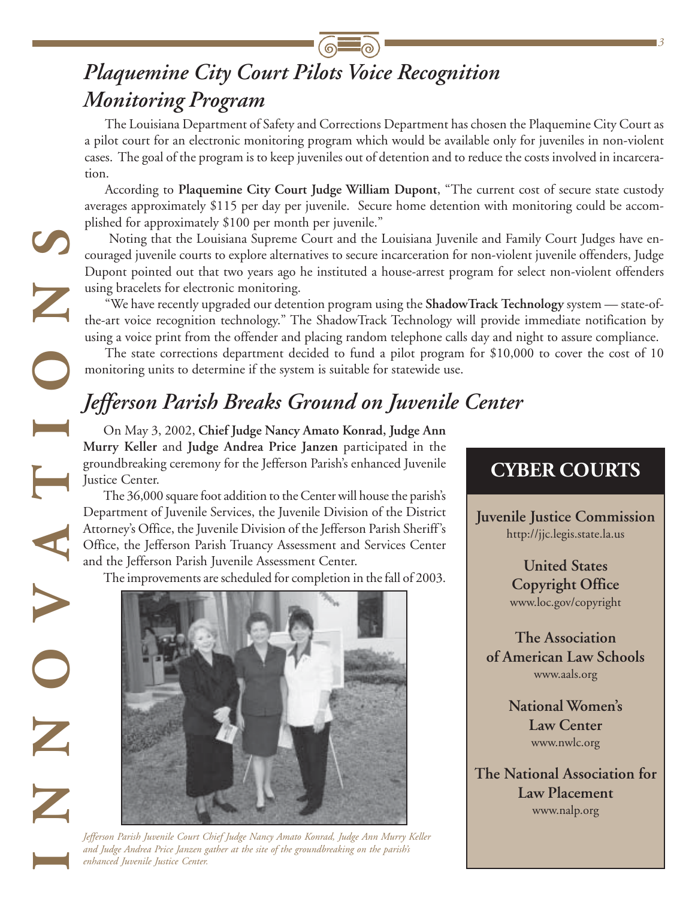## *Plaquemine City Court Pilots Voice Recognition Monitoring Program*

The Louisiana Department of Safety and Corrections Department has chosen the Plaquemine City Court as a pilot court for an electronic monitoring program which would be available only for juveniles in non-violent cases. The goal of the program is to keep juveniles out of detention and to reduce the costs involved in incarceration.

According to **Plaquemine City Court Judge William Dupont**, "The current cost of secure state custody averages approximately $115 per day per juvenile. Secure home detention with monitoring could be accomplished for approximately $100 per month per juvenile."

Noting that the Louisiana Supreme Court and the Louisiana Juvenile and Family Court Judges have encouraged juvenile courts to explore alternatives to secure incarceration for non-violent juvenile offenders, Judge Dupont pointed out that two years ago he instituted a house-arrest program for select non-violent offenders using bracelets for electronic monitoring.

"We have recently upgraded our detention program using the **ShadowTrack Technology** system — state-of-the-art voice recognition technology." The ShadowTrack Technology will provide immediate notification by using a voice print from the offender and placing random telephone calls day and night to assure compliance.

The state corrections department decided to fund a pilot program for $10,000 to cover the cost of 10 monitoring units to determine if the system is suitable for statewide use.

## *Jefferson Parish Breaks Ground on Juvenile Center*

On May 3, 2002, **Chief Judge Nancy Amato Konrad, Judge Ann Murry Keller** and **Judge Andrea Price Janzen** participated in the groundbreaking ceremony for the Jefferson Parish's enhanced Juvenile Justice Center.

The 36,000 square foot addition to the Center will house the parish's Department of Juvenile Services, the Juvenile Division of the District Attorney's Office, the Juvenile Division of the Jefferson Parish Sheriff's Office, the Jefferson Parish Truancy Assessment and Services Center and the Jefferson Parish Juvenile Assessment Center.

The improvements are scheduled for completion in the fall of 2003.

*Jefferson Parish Juvenile Court Chief Judge Nancy Amato Konrad, Judge Ann Murry Keller and Judge Andrea Price Janzen gather at the site of the groundbreaking on the parish's enhanced Juvenile Justice Center.*

## CYBER COURTS

**Juvenile Justice Commission**
http://jjc.legis.state.la.us

**United States Copyright Office**
www.loc.gov/copyright

**The Association of American Law Schools**
www.aals.org

**National Women's Law Center**
www.nwlc.org

**The National Association for Law Placement**
www.nalp.org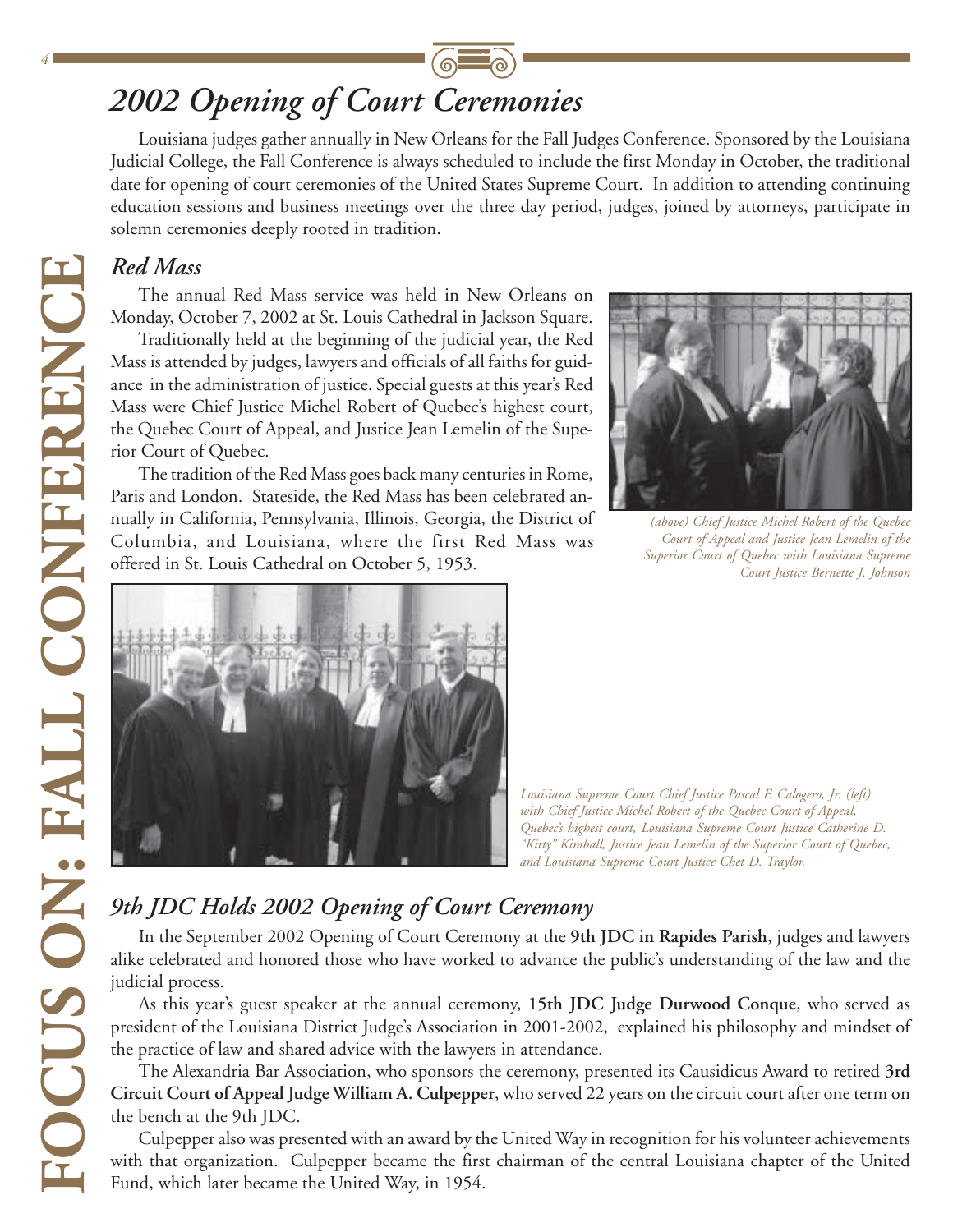# 2002 Opening of Court Ceremonies

Louisiana judges gather annually in New Orleans for the Fall Judges Conference. Sponsored by the Louisiana Judicial College, the Fall Conference is always scheduled to include the first Monday in October, the traditional date for opening of court ceremonies of the United States Supreme Court. In addition to attending continuing education sessions and business meetings over the three day period, judges, joined by attorneys, participate in solemn ceremonies deeply rooted in tradition.

## Red Mass

The annual Red Mass service was held in New Orleans on Monday, October 7, 2002 at St. Louis Cathedral in Jackson Square.

Traditionally held at the beginning of the judicial year, the Red Mass is attended by judges, lawyers and officials of all faiths for guidance in the administration of justice. Special guests at this year's Red Mass were Chief Justice Michel Robert of Quebec's highest court, the Quebec Court of Appeal, and Justice Jean Lemelin of the Superior Court of Quebec.

The tradition of the Red Mass goes back many centuries in Rome, Paris and London. Stateside, the Red Mass has been celebrated annually in California, Pennsylvania, Illinois, Georgia, the District of Columbia, and Louisiana, where the first Red Mass was offered in St. Louis Cathedral on October 5, 1953.

*(above) Chief Justice Michel Robert of the Quebec Court of Appeal and Justice Jean Lemelin of the Superior Court of Quebec with Louisiana Supreme Court Justice Bernette J. Johnson*

*Louisiana Supreme Court Chief Justice Pascal F. Calogero, Jr. (left) with Chief Justice Michel Robert of the Quebec Court of Appeal, Quebec's highest court, Louisiana Supreme Court Justice Catherine D. "Kitty" Kimball, Justice Jean Lemelin of the Superior Court of Quebec, and Louisiana Supreme Court Justice Chet D. Traylor.*

## 9th JDC Holds 2002 Opening of Court Ceremony

In the September 2002 Opening of Court Ceremony at the **9th JDC in Rapides Parish**, judges and lawyers alike celebrated and honored those who have worked to advance the public's understanding of the law and the judicial process.

As this year's guest speaker at the annual ceremony, **15th JDC Judge Durwood Conque**, who served as president of the Louisiana District Judge's Association in 2001-2002, explained his philosophy and mindset of the practice of law and shared advice with the lawyers in attendance.

The Alexandria Bar Association, who sponsors the ceremony, presented its Causidicus Award to retired **3rd Circuit Court of Appeal Judge William A. Culpepper**, who served 22 years on the circuit court after one term on the bench at the 9th JDC.

Culpepper also was presented with an award by the United Way in recognition for his volunteer achievements with that organization. Culpepper became the first chairman of the central Louisiana chapter of the United Fund, which later became the United Way, in 1954.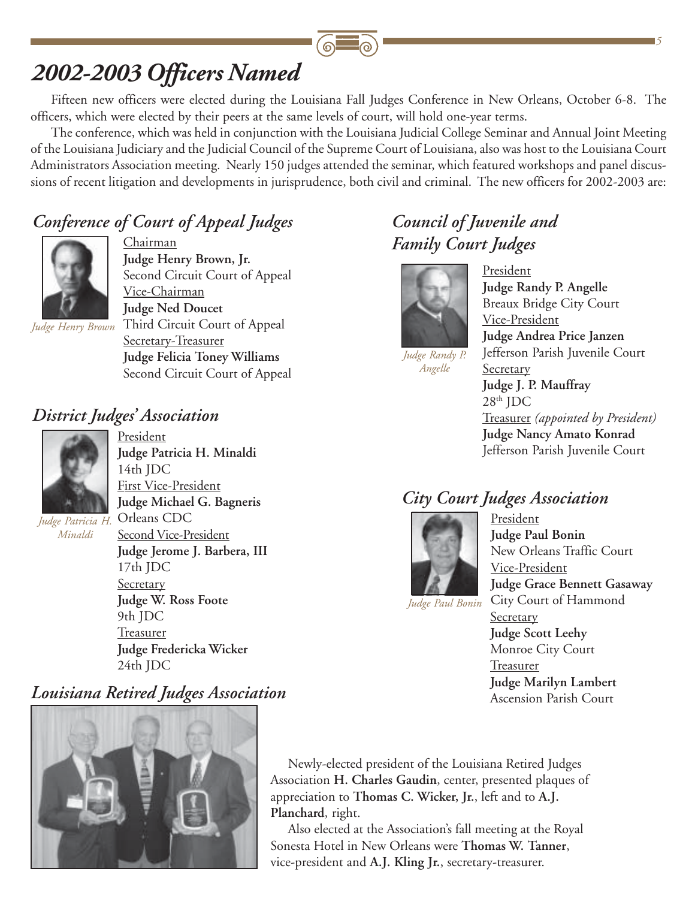# 2002-2003 Officers Named

Fifteen new officers were elected during the Louisiana Fall Judges Conference in New Orleans, October 6-8. The officers, which were elected by their peers at the same levels of court, will hold one-year terms.

The conference, which was held in conjunction with the Louisiana Judicial College Seminar and Annual Joint Meeting of the Louisiana Judiciary and the Judicial Council of the Supreme Court of Louisiana, also was host to the Louisiana Court Administrators Association meeting. Nearly 150 judges attended the seminar, which featured workshops and panel discussions of recent litigation and developments in jurisprudence, both civil and criminal. The new officers for 2002-2003 are:

## Conference of Court of Appeal Judges

*Judge Henry Brown*

Chairman
**Judge Henry Brown, Jr.**
Second Circuit Court of Appeal

Vice-Chairman
**Judge Ned Doucet**
Third Circuit Court of Appeal

Secretary-Treasurer
**Judge Felicia Toney Williams**
Second Circuit Court of Appeal

## District Judges' Association

*Judge Patricia H. Minaldi*

President
**Judge Patricia H. Minaldi**
14th JDC

First Vice-President
**Judge Michael G. Bagneris**
Orleans CDC

Second Vice-President
**Judge Jerome J. Barbera, III**
17th JDC

Secretary
**Judge W. Ross Foote**
9th JDC

Treasurer
**Judge Fredericka Wicker**
24th JDC

## Louisiana Retired Judges Association

Newly-elected president of the Louisiana Retired Judges Association **H. Charles Gaudin**, center, presented plaques of appreciation to **Thomas C. Wicker, Jr.**, left and to **A.J. Planchard**, right.

Also elected at the Association's fall meeting at the Royal Sonesta Hotel in New Orleans were **Thomas W. Tanner**, vice-president and **A.J. Kling Jr.**, secretary-treasurer.

## Council of Juvenile and Family Court Judges

*Judge Randy P. Angelle*

President
**Judge Randy P. Angelle**
Breaux Bridge City Court

Vice-President
**Judge Andrea Price Janzen**
Jefferson Parish Juvenile Court

Secretary
**Judge J. P. Mauffray**
28th JDC

Treasurer *(appointed by President)*
**Judge Nancy Amato Konrad**
Jefferson Parish Juvenile Court

## City Court Judges Association

*Judge Paul Bonin*

President
**Judge Paul Bonin**
New Orleans Traffic Court

Vice-President
**Judge Grace Bennett Gasaway**
City Court of Hammond

Secretary
**Judge Scott Leehy**
Monroe City Court

Treasurer
**Judge Marilyn Lambert**
Ascension Parish Court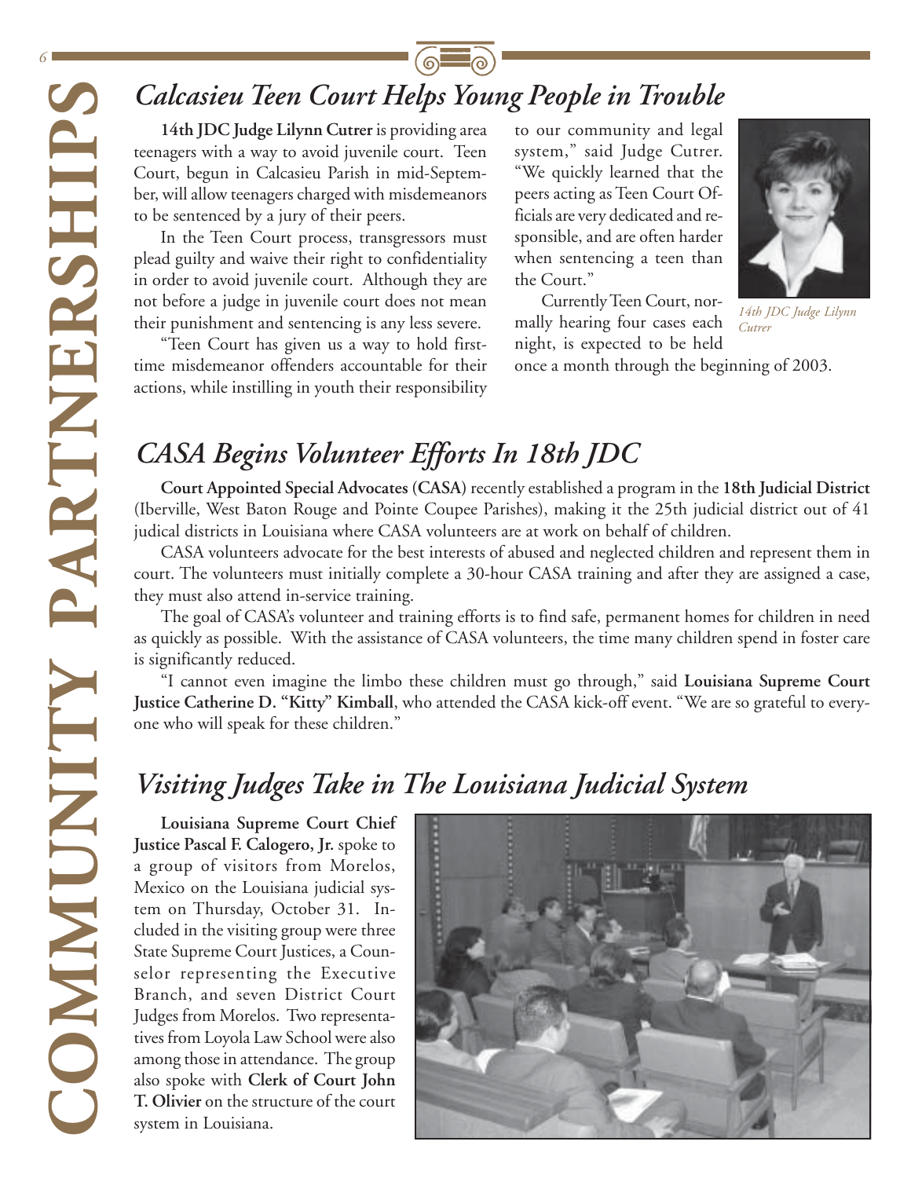# COMMUNITY PARTNERSHIPS

## *Calcasieu Teen Court Helps Young People in Trouble*

**14th JDC Judge Lilynn Cutrer** is providing area teenagers with a way to avoid juvenile court. Teen Court, begun in Calcasieu Parish in mid-September, will allow teenagers charged with misdemeanors to be sentenced by a jury of their peers.

In the Teen Court process, transgressors must plead guilty and waive their right to confidentiality in order to avoid juvenile court. Although they are not before a judge in juvenile court does not mean their punishment and sentencing is any less severe.

"Teen Court has given us a way to hold first-time misdemeanor offenders accountable for their actions, while instilling in youth their responsibility to our community and legal system," said Judge Cutrer. "We quickly learned that the peers acting as Teen Court Officials are very dedicated and responsible, and are often harder when sentencing a teen than the Court."

*14th JDC Judge Lilynn Cutrer*

Currently Teen Court, normally hearing four cases each night, is expected to be held once a month through the beginning of 2003.

## *CASA Begins Volunteer Efforts In 18th JDC*

**Court Appointed Special Advocates (CASA)** recently established a program in the **18th Judicial District** (Iberville, West Baton Rouge and Pointe Coupee Parishes), making it the 25th judicial district out of 41 judical districts in Louisiana where CASA volunteers are at work on behalf of children.

CASA volunteers advocate for the best interests of abused and neglected children and represent them in court. The volunteers must initially complete a 30-hour CASA training and after they are assigned a case, they must also attend in-service training.

The goal of CASA's volunteer and training efforts is to find safe, permanent homes for children in need as quickly as possible. With the assistance of CASA volunteers, the time many children spend in foster care is significantly reduced.

"I cannot even imagine the limbo these children must go through," said **Louisiana Supreme Court Justice Catherine D. "Kitty" Kimball**, who attended the CASA kick-off event. "We are so grateful to everyone who will speak for these children."

## *Visiting Judges Take in The Louisiana Judicial System*

**Louisiana Supreme Court Chief Justice Pascal F. Calogero, Jr.** spoke to a group of visitors from Morelos, Mexico on the Louisiana judicial system on Thursday, October 31. Included in the visiting group were three State Supreme Court Justices, a Counselor representing the Executive Branch, and seven District Court Judges from Morelos. Two representatives from Loyola Law School were also among those in attendance. The group also spoke with **Clerk of Court John T. Olivier** on the structure of the court system in Louisiana.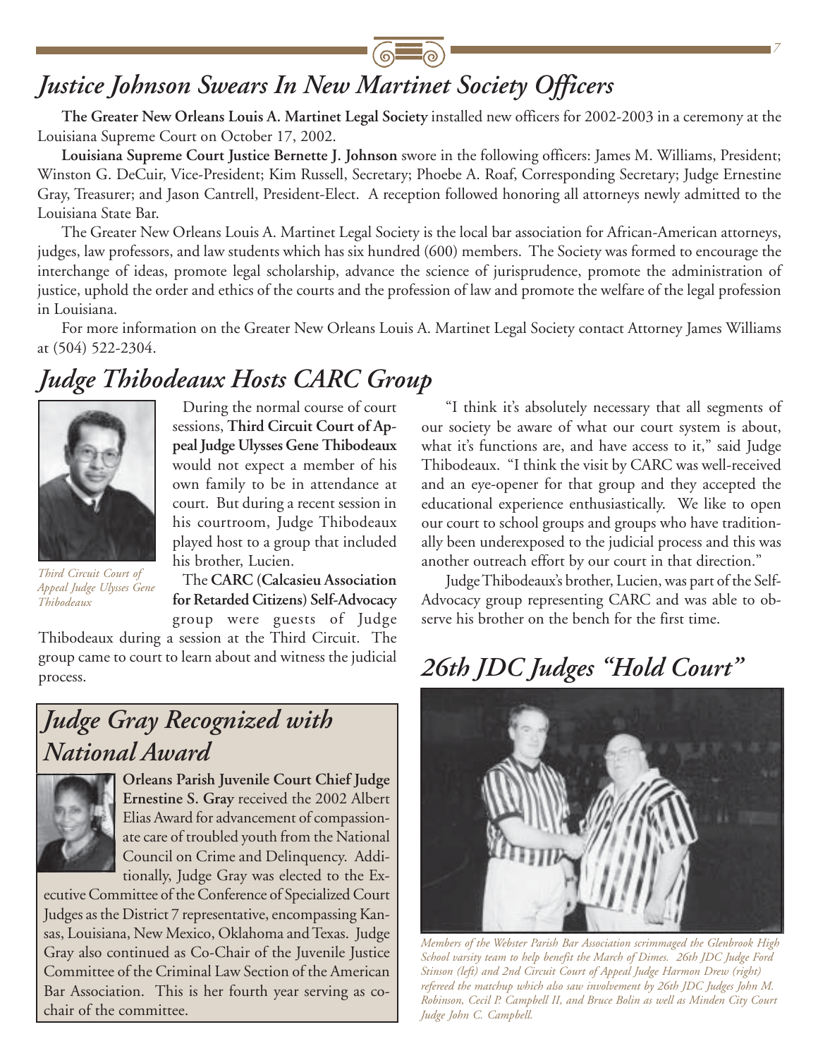# *Justice Johnson Swears In New Martinet Society Officers*

**The Greater New Orleans Louis A. Martinet Legal Society** installed new officers for 2002-2003 in a ceremony at the Louisiana Supreme Court on October 17, 2002.

**Louisiana Supreme Court Justice Bernette J. Johnson** swore in the following officers: James M. Williams, President; Winston G. DeCuir, Vice-President; Kim Russell, Secretary; Phoebe A. Roaf, Corresponding Secretary; Judge Ernestine Gray, Treasurer; and Jason Cantrell, President-Elect. A reception followed honoring all attorneys newly admitted to the Louisiana State Bar.

The Greater New Orleans Louis A. Martinet Legal Society is the local bar association for African-American attorneys, judges, law professors, and law students which has six hundred (600) members. The Society was formed to encourage the interchange of ideas, promote legal scholarship, advance the science of jurisprudence, promote the administration of justice, uphold the order and ethics of the courts and the profession of law and promote the welfare of the legal profession in Louisiana.

For more information on the Greater New Orleans Louis A. Martinet Legal Society contact Attorney James Williams at (504) 522-2304.

# *Judge Thibodeaux Hosts CARC Group*

*Third Circuit Court of Appeal Judge Ulysses Gene Thibodeaux*

During the normal course of court sessions, **Third Circuit Court of Appeal Judge Ulysses Gene Thibodeaux** would not expect a member of his own family to be in attendance at court. But during a recent session in his courtroom, Judge Thibodeaux played host to a group that included his brother, Lucien.

The **CARC (Calcasieu Association for Retarded Citizens) Self-Advocacy** group were guests of Judge Thibodeaux during a session at the Third Circuit. The group came to court to learn about and witness the judicial process.

"I think it's absolutely necessary that all segments of our society be aware of what our court system is about, what it's functions are, and have access to it," said Judge Thibodeaux. "I think the visit by CARC was well-received and an eye-opener for that group and they accepted the educational experience enthusiastically. We like to open our court to school groups and groups who have traditionally been underexposed to the judicial process and this was another outreach effort by our court in that direction."

Judge Thibodeaux's brother, Lucien, was part of the Self-Advocacy group representing CARC and was able to observe his brother on the bench for the first time.

# *Judge Gray Recognized with National Award*

**Orleans Parish Juvenile Court Chief Judge Ernestine S. Gray** received the 2002 Albert Elias Award for advancement of compassionate care of troubled youth from the National Council on Crime and Delinquency. Additionally, Judge Gray was elected to the Executive Committee of the Conference of Specialized Court Judges as the District 7 representative, encompassing Kansas, Louisiana, New Mexico, Oklahoma and Texas. Judge Gray also continued as Co-Chair of the Juvenile Justice Committee of the Criminal Law Section of the American Bar Association. This is her fourth year serving as co-chair of the committee.

# *26th JDC Judges "Hold Court"*

*Members of the Webster Parish Bar Association scrimmaged the Glenbrook High School varsity team to help benefit the March of Dimes. 26th JDC Judge Ford Stinson (left) and 2nd Circuit Court of Appeal Judge Harmon Drew (right) refereed the matchup which also saw involvement by 26th JDC Judges John M. Robinson, Cecil P. Campbell II, and Bruce Bolin as well as Minden City Court Judge John C. Campbell.*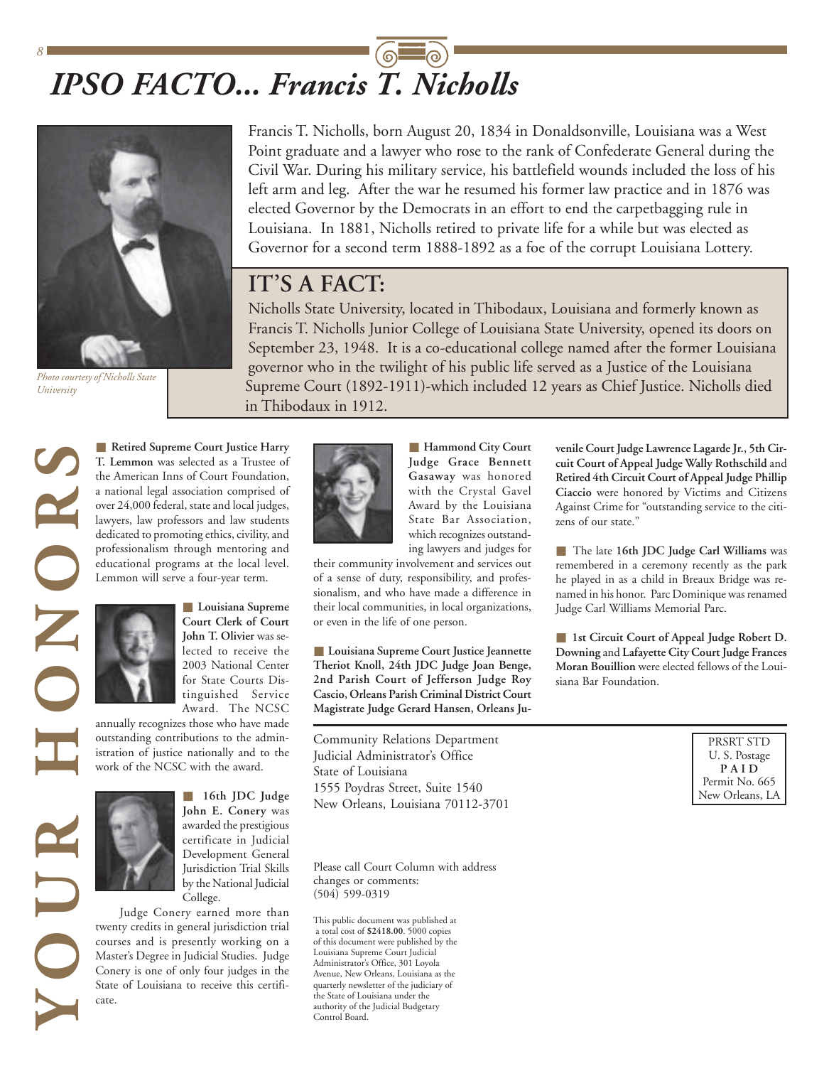# IPSO FACTO... Francis T. Nicholls

*Photo courtesy of Nicholls State University*

Francis T. Nicholls, born August 20, 1834 in Donaldsonville, Louisiana was a West Point graduate and a lawyer who rose to the rank of Confederate General during the Civil War. During his military service, his battlefield wounds included the loss of his left arm and leg. After the war he resumed his former law practice and in 1876 was elected Governor by the Democrats in an effort to end the carpetbagging rule in Louisiana. In 1881, Nicholls retired to private life for a while but was elected as Governor for a second term 1888-1892 as a foe of the corrupt Louisiana Lottery.

## IT'S A FACT:

Nicholls State University, located in Thibodaux, Louisiana and formerly known as Francis T. Nicholls Junior College of Louisiana State University, opened its doors on September 23, 1948. It is a co-educational college named after the former Louisiana governor who in the twilight of his public life served as a Justice of the Louisiana Supreme Court (1892-1911)-which included 12 years as Chief Justice. Nicholls died in Thibodaux in 1912.

# YOUR HONORS

■ **Retired Supreme Court Justice Harry T. Lemmon** was selected as a Trustee of the American Inns of Court Foundation, a national legal association comprised of over 24,000 federal, state and local judges, lawyers, law professors and law students dedicated to promoting ethics, civility, and professionalism through mentoring and educational programs at the local level. Lemmon will serve a four-year term.

■ **Louisiana Supreme Court Clerk of Court John T. Olivier** was selected to receive the 2003 National Center for State Courts Distinguished Service Award. The NCSC annually recognizes those who have made outstanding contributions to the administration of justice nationally and to the work of the NCSC with the award.

■ **16th JDC Judge John E. Conery** was awarded the prestigious certificate in Judicial Development General Jurisdiction Trial Skills by the National Judicial College.

Judge Conery earned more than twenty credits in general jurisdiction trial courses and is presently working on a Master's Degree in Judicial Studies. Judge Conery is one of only four judges in the State of Louisiana to receive this certificate.

■ **Hammond City Court Judge Grace Bennett Gasaway** was honored with the Crystal Gavel Award by the Louisiana State Bar Association, which recognizes outstanding lawyers and judges for their community involvement and services out of a sense of duty, responsibility, and professionalism, and who have made a difference in their local communities, in local organizations, or even in the life of one person.

■ **Louisiana Supreme Court Justice Jeannette Theriot Knoll**, **24th JDC Judge Joan Benge, 2nd Parish Court of Jefferson Judge Roy Cascio, Orleans Parish Criminal District Court Magistrate Judge Gerard Hansen, Orleans Juvenile Court Judge Lawrence Lagarde Jr., 5th Circuit Court of Appeal Judge Wally Rothschild** and **Retired 4th Circuit Court of Appeal Judge Phillip Ciaccio** were honored by Victims and Citizens Against Crime for "outstanding service to the citizens of our state."

■ The late **16th JDC Judge Carl Williams** was remembered in a ceremony recently as the park he played in as a child in Breaux Bridge was renamed in his honor. Parc Dominique was renamed Judge Carl Williams Memorial Parc.

■ **1st Circuit Court of Appeal Judge Robert D. Downing** and **Lafayette City Court Judge Frances Moran Bouillion** were elected fellows of the Louisiana Bar Foundation.

Community Relations Department
Judicial Administrator's Office
State of Louisiana
1555 Poydras Street, Suite 1540
New Orleans, Louisiana 70112-3701

PRSRT STD
U. S. Postage
**PAID**
Permit No. 665
New Orleans, LA

Please call Court Column with address changes or comments:
(504) 599-0319

This public document was published at a total cost of **$2418.00**. 5000 copies of this document were published by the Louisiana Supreme Court Judicial Administrator's Office, 301 Loyola Avenue, New Orleans, Louisiana as the quarterly newsletter of the judiciary of the State of Louisiana under the authority of the Judicial Budgetary Control Board.